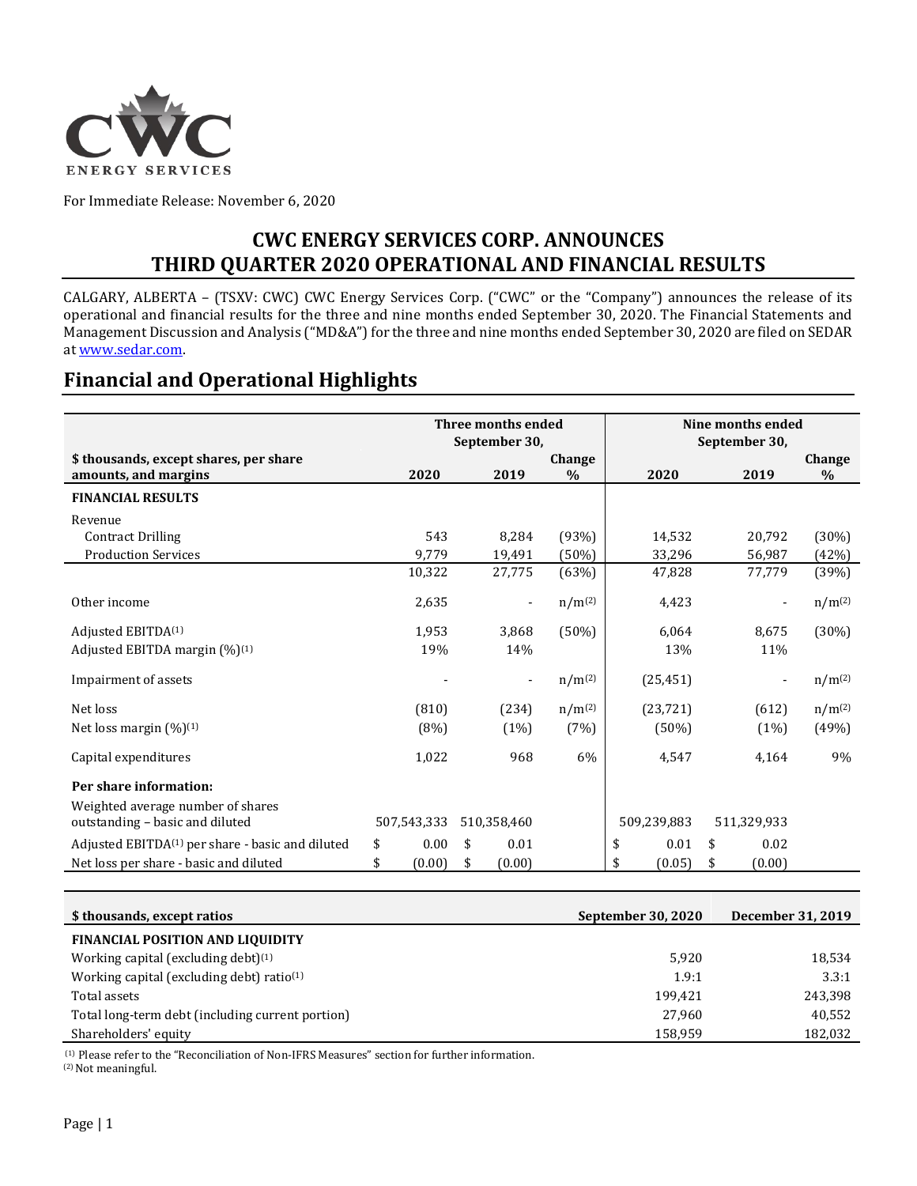For Immediate Release: November 6, 2020

# CWC ENERGY SERVICES CORP. ANNOUNCES THIRD QUARTER 2020 OPERATIONAL AND FINANCIAL RESULTS

CALGARY, ALBERTA – (TSXV: CWC) CWC Energy Services Corp. ("CWC" or the "Company") announces the release of its operational and financial results for the three and nine months ended September 30, 2020. The Financial Statements and Management Discussion and Analysis ("MD&A") for the three and nine months ended September 30, 2020 are filed on SEDAR at www.sedar.com.

## Financial and Operational Highlights

| $ thousands, except shares, per share amounts, and margins | Three months ended September 30, 2020 | Three months ended September 30, 2019 | Change % | Nine months ended September 30, 2020 | Nine months ended September 30, 2019 | Change % |
|---|---|---|---|---|---|---|
| **FINANCIAL RESULTS** | | | | | | |
| Revenue | | | | | | |
| Contract Drilling | 543 | 8,284 | (93%) | 14,532 | 20,792 | (30%) |
| Production Services | 9,779 | 19,491 | (50%) | 33,296 | 56,987 | (42%) |
| | 10,322 | 27,775 | (63%) | 47,828 | 77,779 | (39%) |
| Other income | 2,635 | - | n/m[2] | 4,423 | - | n/m[2] |
| Adjusted EBITDA[1] | 1,953 | 3,868 | (50%) | 6,064 | 8,675 | (30%) |
| Adjusted EBITDA margin (%)[1] | 19% | 14% | | 13% | 11% | |
| Impairment of assets | - | - | n/m[2] | (25,451) | - | n/m[2] |
| Net loss | (810) | (234) | n/m[2] | (23,721) | (612) | n/m[2] |
| Net loss margin (%)[1] | (8%) | (1%) | (7%) | (50%) | (1%) | (49%) |
| Capital expenditures | 1,022 | 968 | 6% | 4,547 | 4,164 | 9% |
| **Per share information:** | | | | | | |
| Weighted average number of shares outstanding – basic and diluted | 507,543,333 | 510,358,460 | | 509,239,883 | 511,329,933 | |
| Adjusted EBITDA[1] per share - basic and diluted | $ 0.00 | $ 0.01 | | $ 0.01 | $ 0.02 | |
| Net loss per share - basic and diluted | $ (0.00) | $ (0.00) | | $ (0.05) | $ (0.00) | |

| $ thousands, except ratios | September 30, 2020 | December 31, 2019 |
|---|---|---|
| **FINANCIAL POSITION AND LIQUIDITY** | | |
| Working capital (excluding debt)[1] | 5,920 | 18,534 |
| Working capital (excluding debt) ratio[1] | 1.9:1 | 3.3:1 |
| Total assets | 199,421 | 243,398 |
| Total long-term debt (including current portion) | 27,960 | 40,552 |
| Shareholders' equity | 158,959 | 182,032 |

[1] Please refer to the "Reconciliation of Non-IFRS Measures" section for further information.
[2] Not meaningful.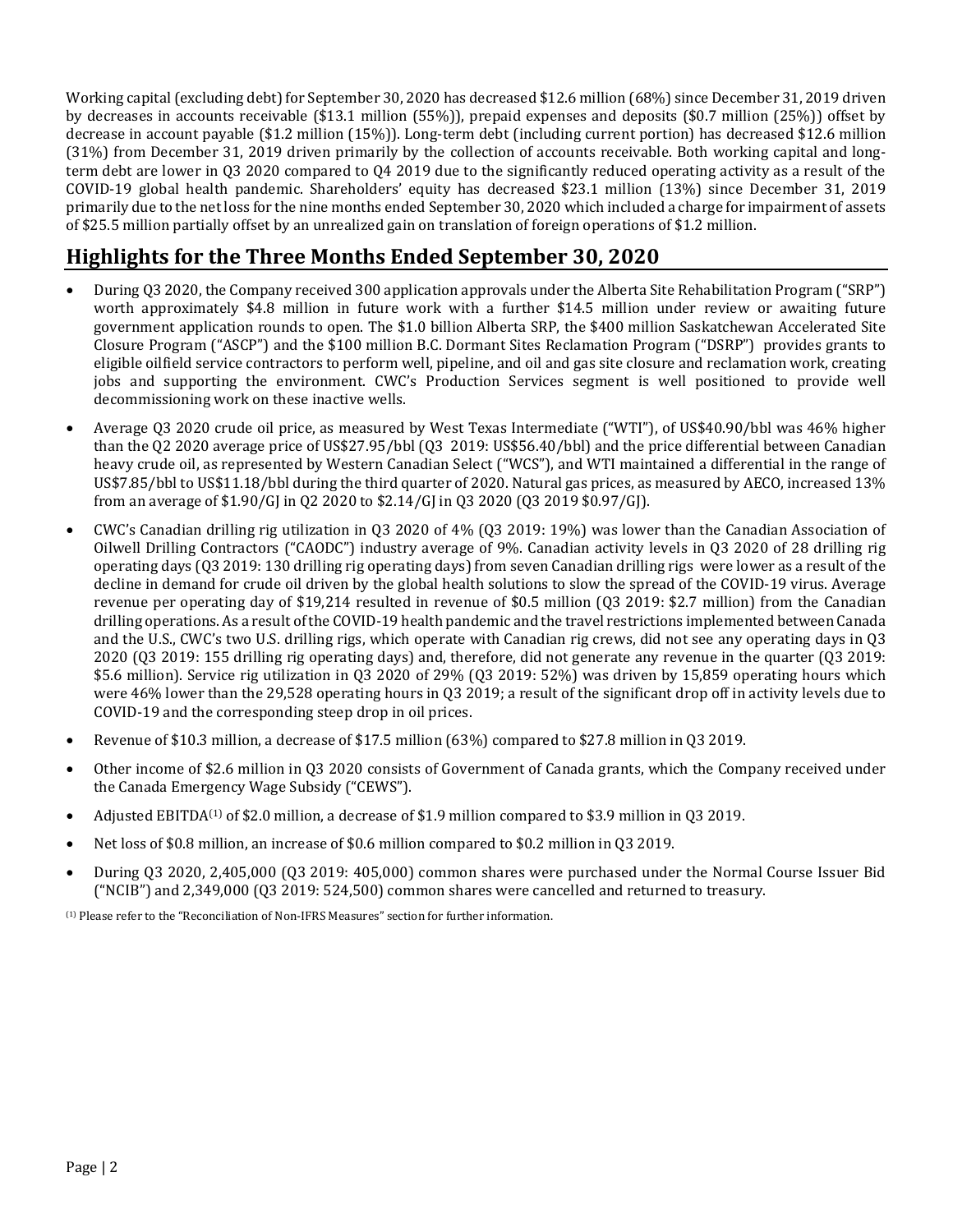Working capital (excluding debt) for September 30, 2020 has decreased $12.6 million (68%) since December 31, 2019 driven by decreases in accounts receivable ($13.1 million (55%)), prepaid expenses and deposits ($0.7 million (25%)) offset by decrease in account payable ($1.2 million (15%)). Long-term debt (including current portion) has decreased $12.6 million (31%) from December 31, 2019 driven primarily by the collection of accounts receivable. Both working capital and long-term debt are lower in Q3 2020 compared to Q4 2019 due to the significantly reduced operating activity as a result of the COVID-19 global health pandemic. Shareholders' equity has decreased $23.1 million (13%) since December 31, 2019 primarily due to the net loss for the nine months ended September 30, 2020 which included a charge for impairment of assets of $25.5 million partially offset by an unrealized gain on translation of foreign operations of $1.2 million.

## Highlights for the Three Months Ended September 30, 2020

- During Q3 2020, the Company received 300 application approvals under the Alberta Site Rehabilitation Program ("SRP") worth approximately $4.8 million in future work with a further $14.5 million under review or awaiting future government application rounds to open. The $1.0 billion Alberta SRP, the $400 million Saskatchewan Accelerated Site Closure Program ("ASCP") and the $100 million B.C. Dormant Sites Reclamation Program ("DSRP") provides grants to eligible oilfield service contractors to perform well, pipeline, and oil and gas site closure and reclamation work, creating jobs and supporting the environment. CWC's Production Services segment is well positioned to provide well decommissioning work on these inactive wells.
- Average Q3 2020 crude oil price, as measured by West Texas Intermediate ("WTI"), of US$40.90/bbl was 46% higher than the Q2 2020 average price of US$27.95/bbl (Q3 2019: US$56.40/bbl) and the price differential between Canadian heavy crude oil, as represented by Western Canadian Select ("WCS"), and WTI maintained a differential in the range of US$7.85/bbl to US$11.18/bbl during the third quarter of 2020. Natural gas prices, as measured by AECO, increased 13% from an average of $1.90/GJ in Q2 2020 to $2.14/GJ in Q3 2020 (Q3 2019 $0.97/GJ).
- CWC's Canadian drilling rig utilization in Q3 2020 of 4% (Q3 2019: 19%) was lower than the Canadian Association of Oilwell Drilling Contractors ("CAODC") industry average of 9%. Canadian activity levels in Q3 2020 of 28 drilling rig operating days (Q3 2019: 130 drilling rig operating days) from seven Canadian drilling rigs were lower as a result of the decline in demand for crude oil driven by the global health solutions to slow the spread of the COVID-19 virus. Average revenue per operating day of $19,214 resulted in revenue of $0.5 million (Q3 2019: $2.7 million) from the Canadian drilling operations. As a result of the COVID-19 health pandemic and the travel restrictions implemented between Canada and the U.S., CWC's two U.S. drilling rigs, which operate with Canadian rig crews, did not see any operating days in Q3 2020 (Q3 2019: 155 drilling rig operating days) and, therefore, did not generate any revenue in the quarter (Q3 2019: $5.6 million). Service rig utilization in Q3 2020 of 29% (Q3 2019: 52%) was driven by 15,859 operating hours which were 46% lower than the 29,528 operating hours in Q3 2019; a result of the significant drop off in activity levels due to COVID-19 and the corresponding steep drop in oil prices.
- Revenue of $10.3 million, a decrease of $17.5 million (63%) compared to $27.8 million in Q3 2019.
- Other income of $2.6 million in Q3 2020 consists of Government of Canada grants, which the Company received under the Canada Emergency Wage Subsidy ("CEWS").
- Adjusted EBITDA[1] of $2.0 million, a decrease of $1.9 million compared to $3.9 million in Q3 2019.
- Net loss of $0.8 million, an increase of $0.6 million compared to $0.2 million in Q3 2019.
- During Q3 2020, 2,405,000 (Q3 2019: 405,000) common shares were purchased under the Normal Course Issuer Bid ("NCIB") and 2,349,000 (Q3 2019: 524,500) common shares were cancelled and returned to treasury.

[1] Please refer to the "Reconciliation of Non-IFRS Measures" section for further information.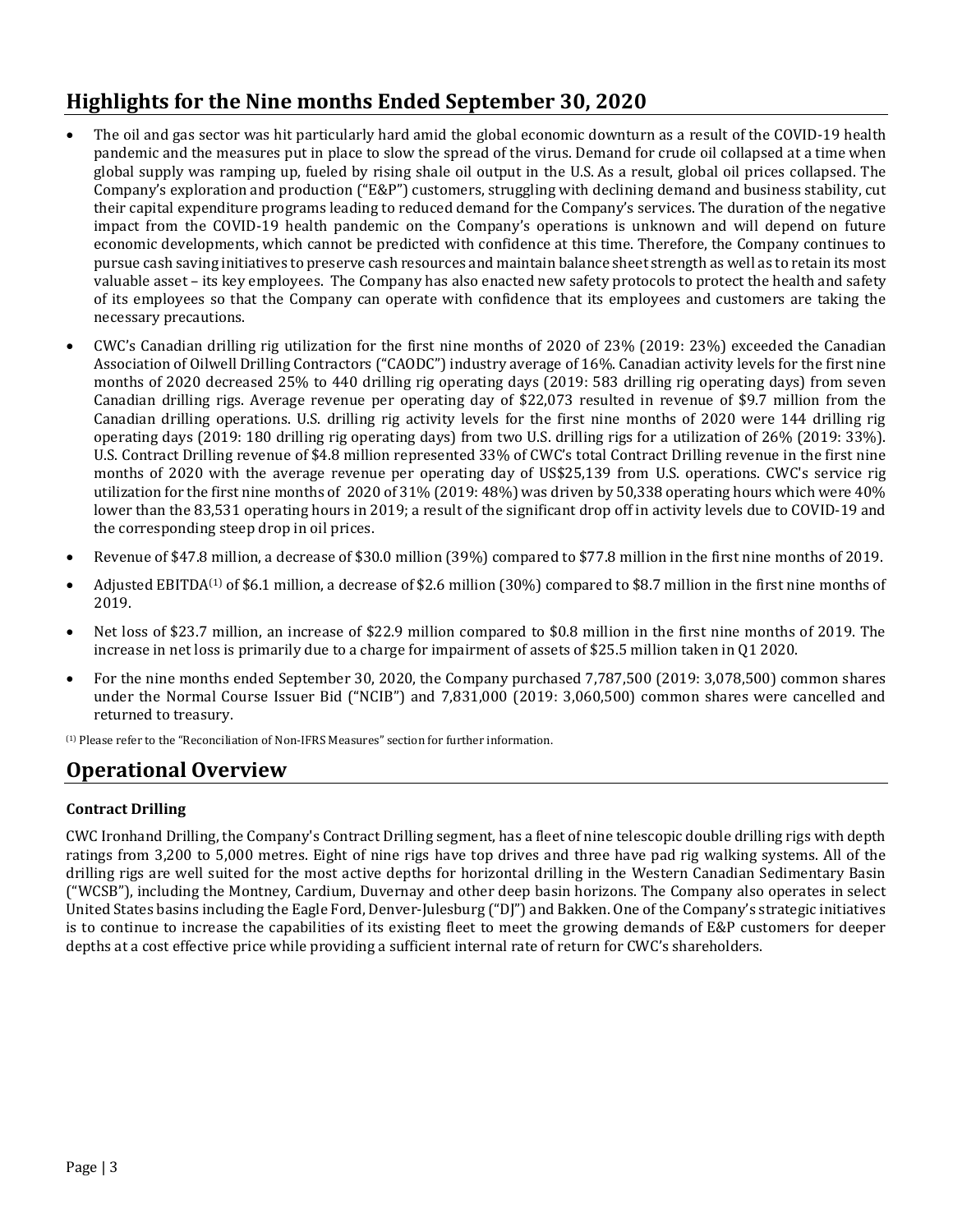## Highlights for the Nine months Ended September 30, 2020

- The oil and gas sector was hit particularly hard amid the global economic downturn as a result of the COVID-19 health pandemic and the measures put in place to slow the spread of the virus. Demand for crude oil collapsed at a time when global supply was ramping up, fueled by rising shale oil output in the U.S. As a result, global oil prices collapsed. The Company's exploration and production ("E&P") customers, struggling with declining demand and business stability, cut their capital expenditure programs leading to reduced demand for the Company's services. The duration of the negative impact from the COVID-19 health pandemic on the Company's operations is unknown and will depend on future economic developments, which cannot be predicted with confidence at this time. Therefore, the Company continues to pursue cash saving initiatives to preserve cash resources and maintain balance sheet strength as well as to retain its most valuable asset – its key employees. The Company has also enacted new safety protocols to protect the health and safety of its employees so that the Company can operate with confidence that its employees and customers are taking the necessary precautions.
- CWC's Canadian drilling rig utilization for the first nine months of 2020 of 23% (2019: 23%) exceeded the Canadian Association of Oilwell Drilling Contractors ("CAODC") industry average of 16%. Canadian activity levels for the first nine months of 2020 decreased 25% to 440 drilling rig operating days (2019: 583 drilling rig operating days) from seven Canadian drilling rigs. Average revenue per operating day of $22,073 resulted in revenue of $9.7 million from the Canadian drilling operations. U.S. drilling rig activity levels for the first nine months of 2020 were 144 drilling rig operating days (2019: 180 drilling rig operating days) from two U.S. drilling rigs for a utilization of 26% (2019: 33%). U.S. Contract Drilling revenue of $4.8 million represented 33% of CWC's total Contract Drilling revenue in the first nine months of 2020 with the average revenue per operating day of US$25,139 from U.S. operations. CWC's service rig utilization for the first nine months of 2020 of 31% (2019: 48%) was driven by 50,338 operating hours which were 40% lower than the 83,531 operating hours in 2019; a result of the significant drop off in activity levels due to COVID-19 and the corresponding steep drop in oil prices.
- Revenue of $47.8 million, a decrease of $30.0 million (39%) compared to $77.8 million in the first nine months of 2019.
- Adjusted EBITDA[(1)] of $6.1 million, a decrease of $2.6 million (30%) compared to $8.7 million in the first nine months of 2019.
- Net loss of $23.7 million, an increase of $22.9 million compared to $0.8 million in the first nine months of 2019. The increase in net loss is primarily due to a charge for impairment of assets of $25.5 million taken in Q1 2020.
- For the nine months ended September 30, 2020, the Company purchased 7,787,500 (2019: 3,078,500) common shares under the Normal Course Issuer Bid ("NCIB") and 7,831,000 (2019: 3,060,500) common shares were cancelled and returned to treasury.

(1) Please refer to the "Reconciliation of Non-IFRS Measures" section for further information.

## Operational Overview

### Contract Drilling

CWC Ironhand Drilling, the Company's Contract Drilling segment, has a fleet of nine telescopic double drilling rigs with depth ratings from 3,200 to 5,000 metres. Eight of nine rigs have top drives and three have pad rig walking systems. All of the drilling rigs are well suited for the most active depths for horizontal drilling in the Western Canadian Sedimentary Basin ("WCSB"), including the Montney, Cardium, Duvernay and other deep basin horizons. The Company also operates in select United States basins including the Eagle Ford, Denver-Julesburg ("DJ") and Bakken. One of the Company's strategic initiatives is to continue to increase the capabilities of its existing fleet to meet the growing demands of E&P customers for deeper depths at a cost effective price while providing a sufficient internal rate of return for CWC's shareholders.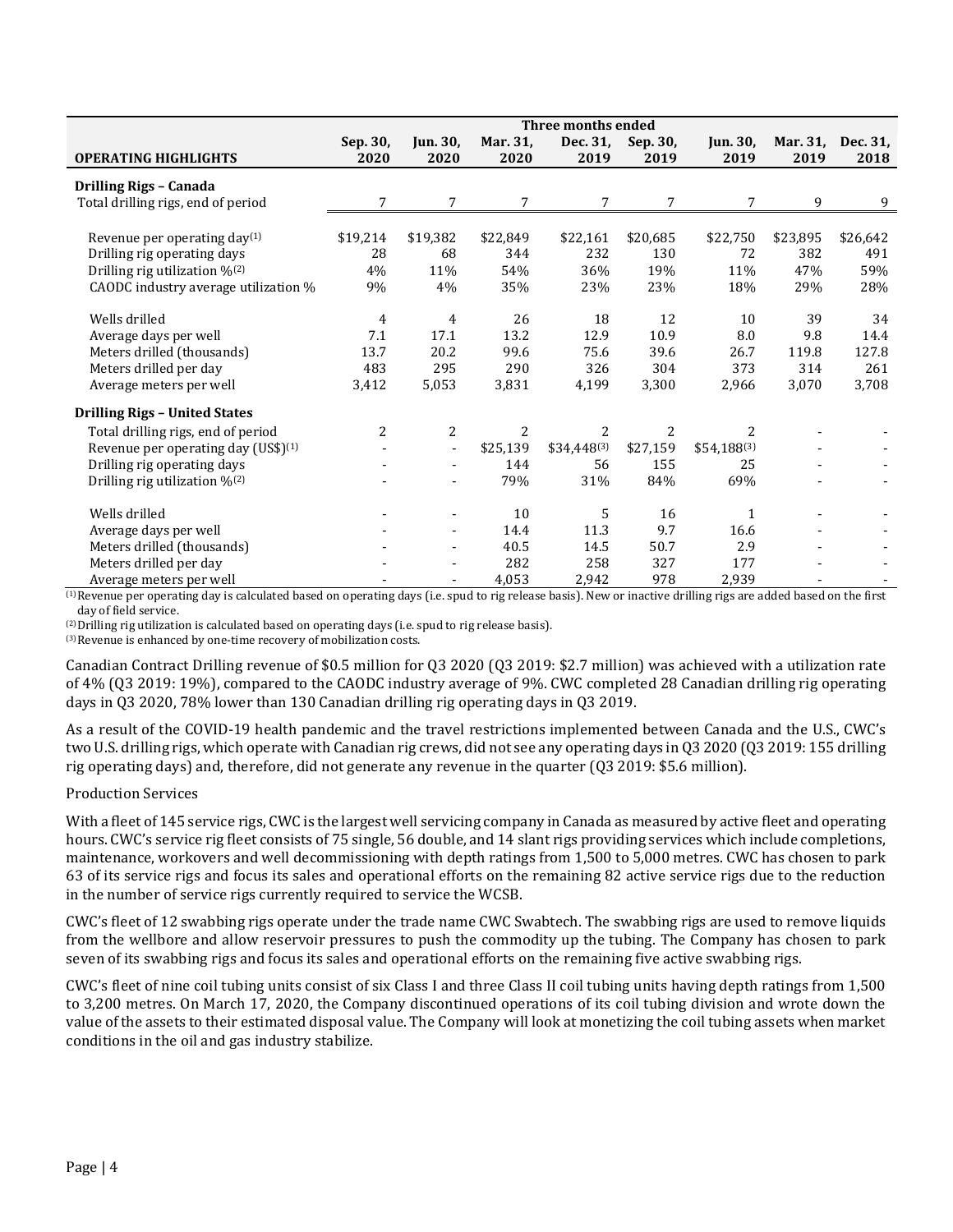| OPERATING HIGHLIGHTS | Three months ended | | | | | | | |
|---|---|---|---|---|---|---|---|---|
| | Sep. 30, 2020 | Jun. 30, 2020 | Mar. 31, 2020 | Dec. 31, 2019 | Sep. 30, 2019 | Jun. 30, 2019 | Mar. 31, 2019 | Dec. 31, 2018 |
| **Drilling Rigs – Canada** | | | | | | | | |
| Total drilling rigs, end of period | 7 | 7 | 7 | 7 | 7 | 7 | 9 | 9 |
| Revenue per operating day[(1)] | $19,214 | $19,382 | $22,849 | $22,161 | $20,685 | $22,750 | $23,895 | $26,642 |
| Drilling rig operating days | 28 | 68 | 344 | 232 | 130 | 72 | 382 | 491 |
| Drilling rig utilization %[(2)] | 4% | 11% | 54% | 36% | 19% | 11% | 47% | 59% |
| CAODC industry average utilization % | 9% | 4% | 35% | 23% | 23% | 18% | 29% | 28% |
| Wells drilled | 4 | 4 | 26 | 18 | 12 | 10 | 39 | 34 |
| Average days per well | 7.1 | 17.1 | 13.2 | 12.9 | 10.9 | 8.0 | 9.8 | 14.4 |
| Meters drilled (thousands) | 13.7 | 20.2 | 99.6 | 75.6 | 39.6 | 26.7 | 119.8 | 127.8 |
| Meters drilled per day | 483 | 295 | 290 | 326 | 304 | 373 | 314 | 261 |
| Average meters per well | 3,412 | 5,053 | 3,831 | 4,199 | 3,300 | 2,966 | 3,070 | 3,708 |
| **Drilling Rigs – United States** | | | | | | | | |
| Total drilling rigs, end of period | 2 | 2 | 2 | 2 | 2 | 2 | - | - |
| Revenue per operating day (US$)[(1)] | - | - | $25,139 | $34,448[(3)] | $27,159 | $54,188[(3)] | - | - |
| Drilling rig operating days | - | - | 144 | 56 | 155 | 25 | - | - |
| Drilling rig utilization %[(2)] | - | - | 79% | 31% | 84% | 69% | - | - |
| Wells drilled | - | - | 10 | 5 | 16 | 1 | - | - |
| Average days per well | - | - | 14.4 | 11.3 | 9.7 | 16.6 | - | - |
| Meters drilled (thousands) | - | - | 40.5 | 14.5 | 50.7 | 2.9 | - | - |
| Meters drilled per day | - | - | 282 | 258 | 327 | 177 | - | - |
| Average meters per well | - | - | 4,053 | 2,942 | 978 | 2,939 | - | - |

(1) Revenue per operating day is calculated based on operating days (i.e. spud to rig release basis). New or inactive drilling rigs are added based on the first day of field service.

(2) Drilling rig utilization is calculated based on operating days (i.e. spud to rig release basis).

(3) Revenue is enhanced by one-time recovery of mobilization costs.

Canadian Contract Drilling revenue of $0.5 million for Q3 2020 (Q3 2019: $2.7 million) was achieved with a utilization rate of 4% (Q3 2019: 19%), compared to the CAODC industry average of 9%. CWC completed 28 Canadian drilling rig operating days in Q3 2020, 78% lower than 130 Canadian drilling rig operating days in Q3 2019.

As a result of the COVID-19 health pandemic and the travel restrictions implemented between Canada and the U.S., CWC's two U.S. drilling rigs, which operate with Canadian rig crews, did not see any operating days in Q3 2020 (Q3 2019: 155 drilling rig operating days) and, therefore, did not generate any revenue in the quarter (Q3 2019: $5.6 million).

Production Services

With a fleet of 145 service rigs, CWC is the largest well servicing company in Canada as measured by active fleet and operating hours. CWC's service rig fleet consists of 75 single, 56 double, and 14 slant rigs providing services which include completions, maintenance, workovers and well decommissioning with depth ratings from 1,500 to 5,000 metres. CWC has chosen to park 63 of its service rigs and focus its sales and operational efforts on the remaining 82 active service rigs due to the reduction in the number of service rigs currently required to service the WCSB.

CWC's fleet of 12 swabbing rigs operate under the trade name CWC Swabtech. The swabbing rigs are used to remove liquids from the wellbore and allow reservoir pressures to push the commodity up the tubing. The Company has chosen to park seven of its swabbing rigs and focus its sales and operational efforts on the remaining five active swabbing rigs.

CWC's fleet of nine coil tubing units consist of six Class I and three Class II coil tubing units having depth ratings from 1,500 to 3,200 metres. On March 17, 2020, the Company discontinued operations of its coil tubing division and wrote down the value of the assets to their estimated disposal value. The Company will look at monetizing the coil tubing assets when market conditions in the oil and gas industry stabilize.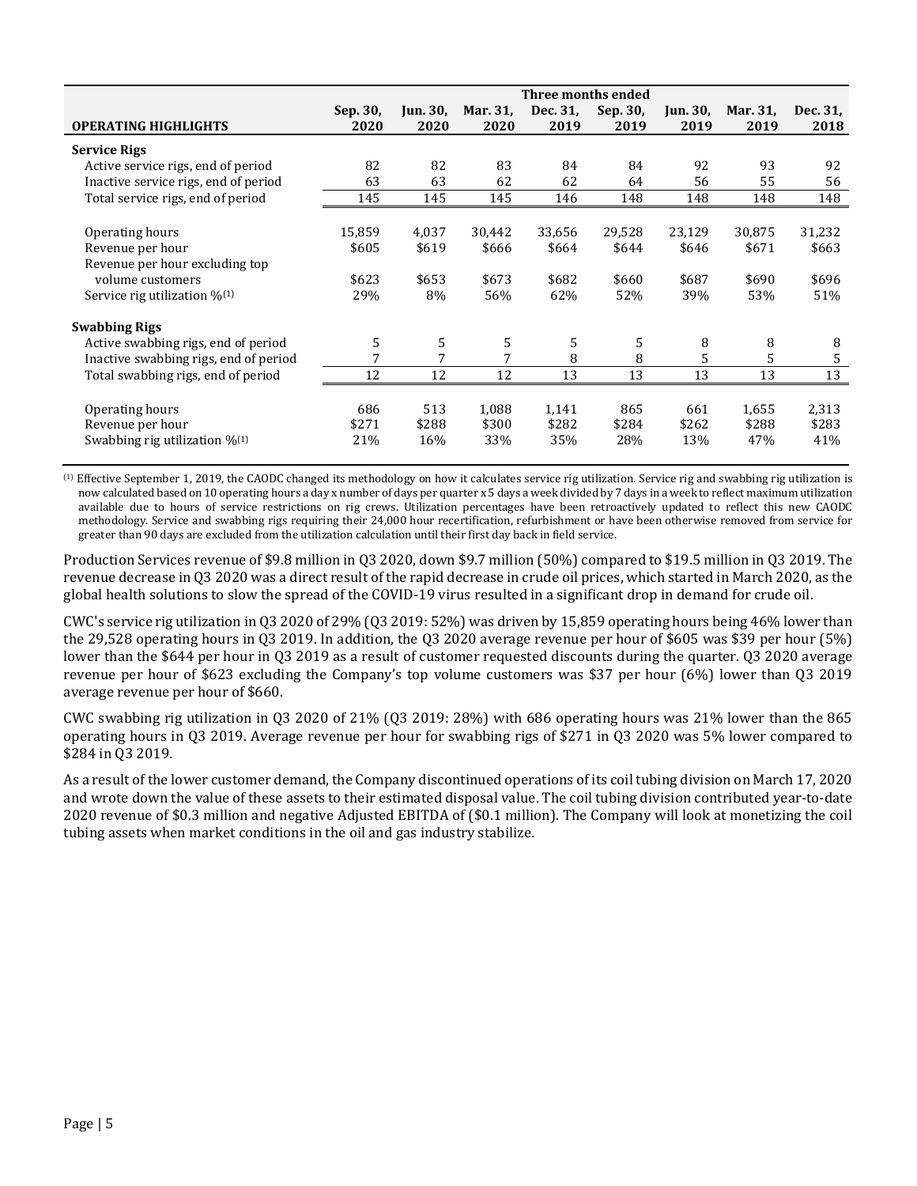| OPERATING HIGHLIGHTS | Three months ended | | | | | | | |
|---|---|---|---|---|---|---|---|---|
| | Sep. 30, 2020 | Jun. 30, 2020 | Mar. 31, 2020 | Dec. 31, 2019 | Sep. 30, 2019 | Jun. 30, 2019 | Mar. 31, 2019 | Dec. 31, 2018 |
| **Service Rigs** | | | | | | | | |
| Active service rigs, end of period | 82 | 82 | 83 | 84 | 84 | 92 | 93 | 92 |
| Inactive service rigs, end of period | 63 | 63 | 62 | 62 | 64 | 56 | 55 | 56 |
| Total service rigs, end of period | 145 | 145 | 145 | 146 | 148 | 148 | 148 | 148 |
| Operating hours | 15,859 | 4,037 | 30,442 | 33,656 | 29,528 | 23,129 | 30,875 | 31,232 |
| Revenue per hour | $605 | $619 | $666 | $664 | $644 | $646 | $671 | $663 |
| Revenue per hour excluding top volume customers | $623 | $653 | $673 | $682 | $660 | $687 | $690 | $696 |
| Service rig utilization %[1] | 29% | 8% | 56% | 62% | 52% | 39% | 53% | 51% |
| **Swabbing Rigs** | | | | | | | | |
| Active swabbing rigs, end of period | 5 | 5 | 5 | 5 | 5 | 8 | 8 | 8 |
| Inactive swabbing rigs, end of period | 7 | 7 | 7 | 8 | 8 | 5 | 5 | 5 |
| Total swabbing rigs, end of period | 12 | 12 | 12 | 13 | 13 | 13 | 13 | 13 |
| Operating hours | 686 | 513 | 1,088 | 1,141 | 865 | 661 | 1,655 | 2,313 |
| Revenue per hour | $271 | $288 | $300 | $282 | $284 | $262 | $288 | $283 |
| Swabbing rig utilization %[1] | 21% | 16% | 33% | 35% | 28% | 13% | 47% | 41% |

[1] Effective September 1, 2019, the CAODC changed its methodology on how it calculates service rig utilization. Service rig and swabbing rig utilization is now calculated based on 10 operating hours a day x number of days per quarter x 5 days a week divided by 7 days in a week to reflect maximum utilization available due to hours of service restrictions on rig crews. Utilization percentages have been retroactively updated to reflect this new CAODC methodology. Service and swabbing rigs requiring their 24,000 hour recertification, refurbishment or have been otherwise removed from service for greater than 90 days are excluded from the utilization calculation until their first day back in field service.

Production Services revenue of $9.8 million in Q3 2020, down $9.7 million (50%) compared to $19.5 million in Q3 2019. The revenue decrease in Q3 2020 was a direct result of the rapid decrease in crude oil prices, which started in March 2020, as the global health solutions to slow the spread of the COVID-19 virus resulted in a significant drop in demand for crude oil.

CWC's service rig utilization in Q3 2020 of 29% (Q3 2019: 52%) was driven by 15,859 operating hours being 46% lower than the 29,528 operating hours in Q3 2019. In addition, the Q3 2020 average revenue per hour of $605 was $39 per hour (5%) lower than the $644 per hour in Q3 2019 as a result of customer requested discounts during the quarter. Q3 2020 average revenue per hour of $623 excluding the Company's top volume customers was $37 per hour (6%) lower than Q3 2019 average revenue per hour of $660.

CWC swabbing rig utilization in Q3 2020 of 21% (Q3 2019: 28%) with 686 operating hours was 21% lower than the 865 operating hours in Q3 2019. Average revenue per hour for swabbing rigs of $271 in Q3 2020 was 5% lower compared to $284 in Q3 2019.

As a result of the lower customer demand, the Company discontinued operations of its coil tubing division on March 17, 2020 and wrote down the value of these assets to their estimated disposal value. The coil tubing division contributed year-to-date 2020 revenue of $0.3 million and negative Adjusted EBITDA of ($0.1 million). The Company will look at monetizing the coil tubing assets when market conditions in the oil and gas industry stabilize.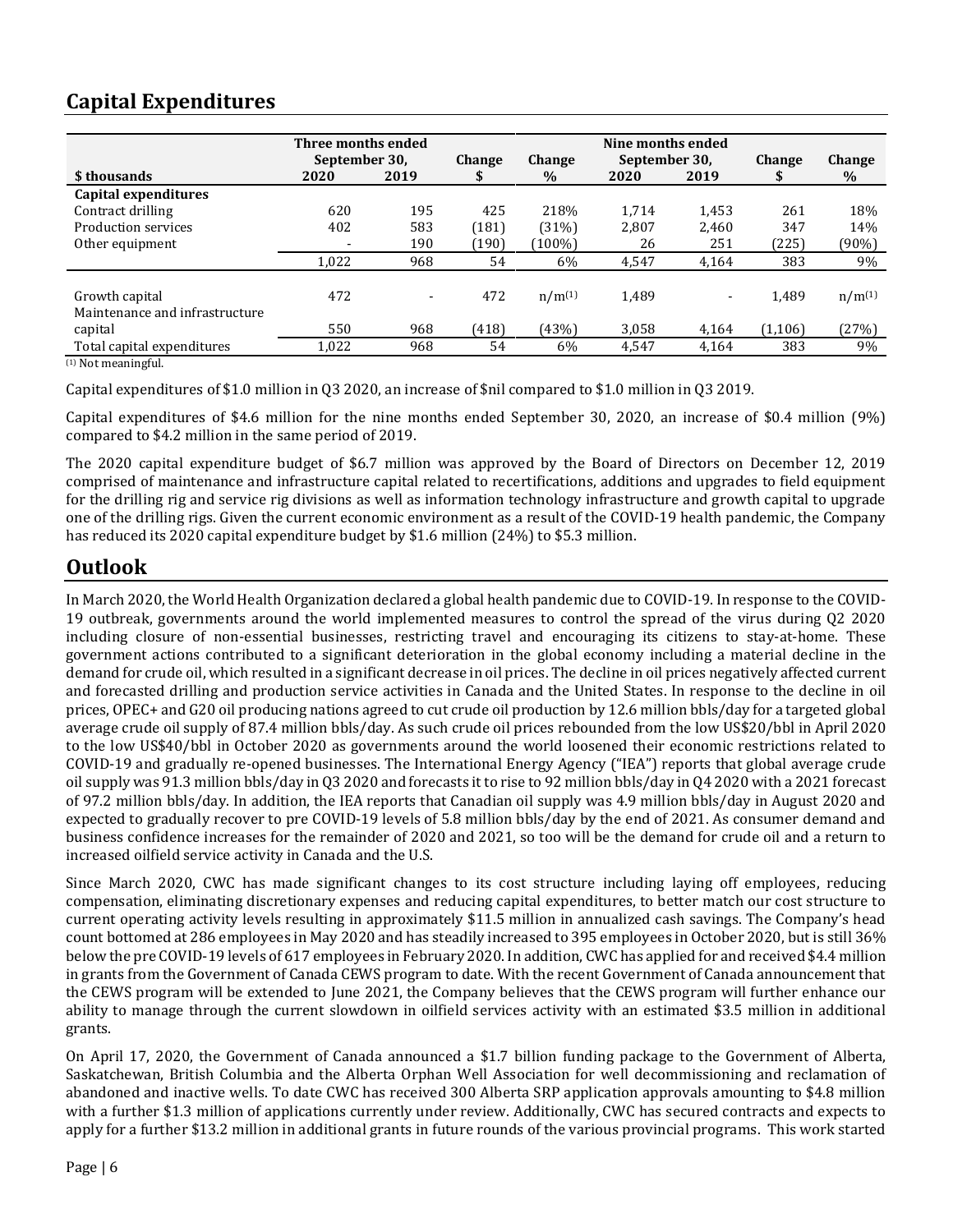## Capital Expenditures

| $ thousands | Three months ended September 30, 2020 | 2019 | Change $ | Change % | Nine months ended September 30, 2020 | 2019 | Change $ | Change % |
|---|---|---|---|---|---|---|---|---|
| **Capital expenditures** | | | | | | | | |
| Contract drilling | 620 | 195 | 425 | 218% | 1,714 | 1,453 | 261 | 18% |
| Production services | 402 | 583 | (181) | (31%) | 2,807 | 2,460 | 347 | 14% |
| Other equipment | - | 190 | (190) | (100%) | 26 | 251 | (225) | (90%) |
| | 1,022 | 968 | 54 | 6% | 4,547 | 4,164 | 383 | 9% |
| Growth capital | 472 | - | 472 | n/m[(1)] | 1,489 | - | 1,489 | n/m[(1)] |
| Maintenance and infrastructure capital | 550 | 968 | (418) | (43%) | 3,058 | 4,164 | (1,106) | (27%) |
| Total capital expenditures | 1,022 | 968 | 54 | 6% | 4,547 | 4,164 | 383 | 9% |

(1) Not meaningful.

Capital expenditures of $1.0 million in Q3 2020, an increase of $nil compared to $1.0 million in Q3 2019.

Capital expenditures of $4.6 million for the nine months ended September 30, 2020, an increase of $0.4 million (9%) compared to $4.2 million in the same period of 2019.

The 2020 capital expenditure budget of $6.7 million was approved by the Board of Directors on December 12, 2019 comprised of maintenance and infrastructure capital related to recertifications, additions and upgrades to field equipment for the drilling rig and service rig divisions as well as information technology infrastructure and growth capital to upgrade one of the drilling rigs. Given the current economic environment as a result of the COVID-19 health pandemic, the Company has reduced its 2020 capital expenditure budget by $1.6 million (24%) to $5.3 million.

## Outlook

In March 2020, the World Health Organization declared a global health pandemic due to COVID-19. In response to the COVID-19 outbreak, governments around the world implemented measures to control the spread of the virus during Q2 2020 including closure of non-essential businesses, restricting travel and encouraging its citizens to stay-at-home. These government actions contributed to a significant deterioration in the global economy including a material decline in the demand for crude oil, which resulted in a significant decrease in oil prices. The decline in oil prices negatively affected current and forecasted drilling and production service activities in Canada and the United States. In response to the decline in oil prices, OPEC+ and G20 oil producing nations agreed to cut crude oil production by 12.6 million bbls/day for a targeted global average crude oil supply of 87.4 million bbls/day. As such crude oil prices rebounded from the low US$20/bbl in April 2020 to the low US$40/bbl in October 2020 as governments around the world loosened their economic restrictions related to COVID-19 and gradually re-opened businesses. The International Energy Agency ("IEA") reports that global average crude oil supply was 91.3 million bbls/day in Q3 2020 and forecasts it to rise to 92 million bbls/day in Q4 2020 with a 2021 forecast of 97.2 million bbls/day. In addition, the IEA reports that Canadian oil supply was 4.9 million bbls/day in August 2020 and expected to gradually recover to pre COVID-19 levels of 5.8 million bbls/day by the end of 2021. As consumer demand and business confidence increases for the remainder of 2020 and 2021, so too will be the demand for crude oil and a return to increased oilfield service activity in Canada and the U.S.

Since March 2020, CWC has made significant changes to its cost structure including laying off employees, reducing compensation, eliminating discretionary expenses and reducing capital expenditures, to better match our cost structure to current operating activity levels resulting in approximately $11.5 million in annualized cash savings. The Company's head count bottomed at 286 employees in May 2020 and has steadily increased to 395 employees in October 2020, but is still 36% below the pre COVID-19 levels of 617 employees in February 2020. In addition, CWC has applied for and received $4.4 million in grants from the Government of Canada CEWS program to date. With the recent Government of Canada announcement that the CEWS program will be extended to June 2021, the Company believes that the CEWS program will further enhance our ability to manage through the current slowdown in oilfield services activity with an estimated $3.5 million in additional grants.

On April 17, 2020, the Government of Canada announced a $1.7 billion funding package to the Government of Alberta, Saskatchewan, British Columbia and the Alberta Orphan Well Association for well decommissioning and reclamation of abandoned and inactive wells. To date CWC has received 300 Alberta SRP application approvals amounting to $4.8 million with a further $1.3 million of applications currently under review. Additionally, CWC has secured contracts and expects to apply for a further $13.2 million in additional grants in future rounds of the various provincial programs. This work started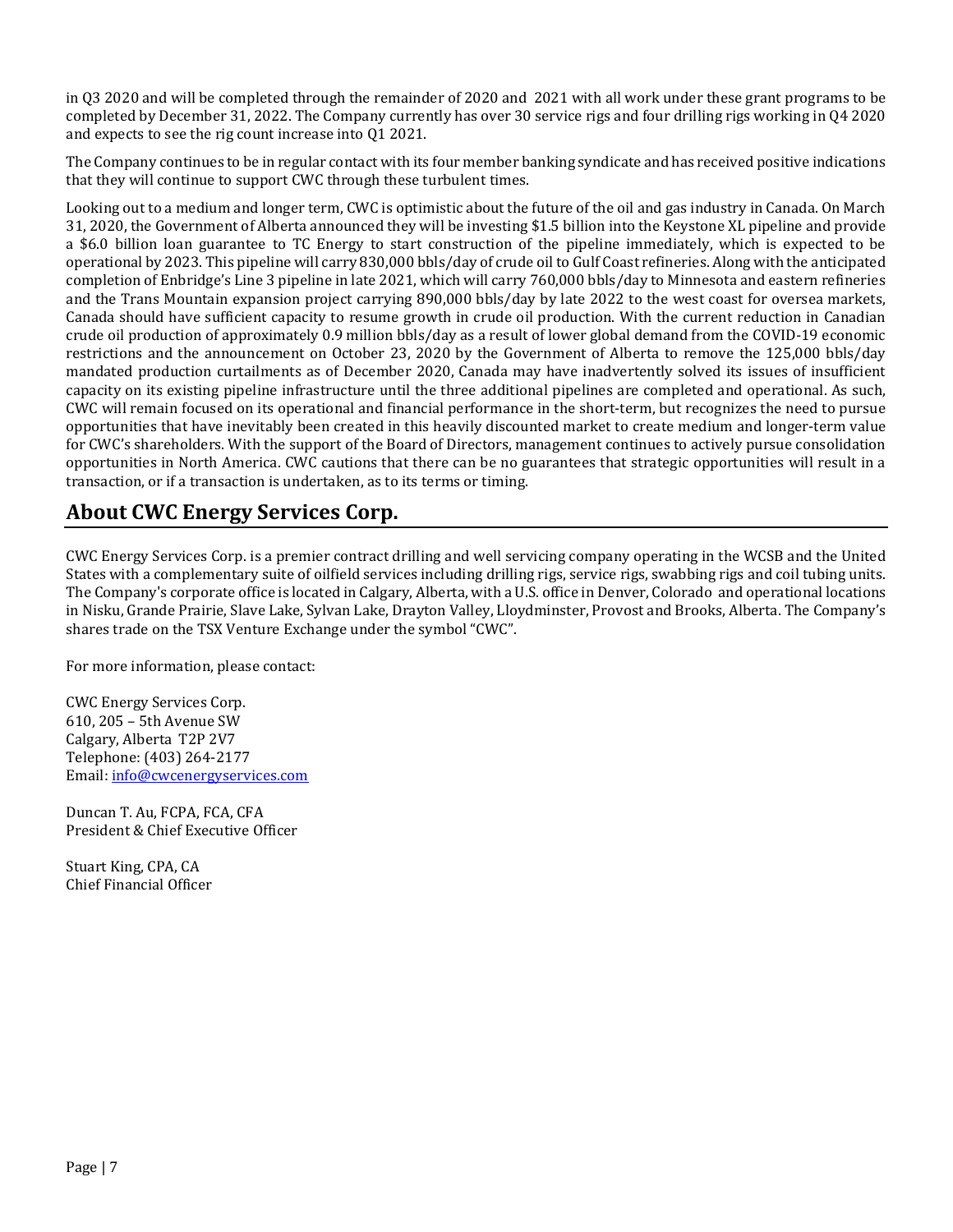in Q3 2020 and will be completed through the remainder of 2020 and 2021 with all work under these grant programs to be completed by December 31, 2022. The Company currently has over 30 service rigs and four drilling rigs working in Q4 2020 and expects to see the rig count increase into Q1 2021.

The Company continues to be in regular contact with its four member banking syndicate and has received positive indications that they will continue to support CWC through these turbulent times.

Looking out to a medium and longer term, CWC is optimistic about the future of the oil and gas industry in Canada. On March 31, 2020, the Government of Alberta announced they will be investing $1.5 billion into the Keystone XL pipeline and provide a $6.0 billion loan guarantee to TC Energy to start construction of the pipeline immediately, which is expected to be operational by 2023. This pipeline will carry 830,000 bbls/day of crude oil to Gulf Coast refineries. Along with the anticipated completion of Enbridge's Line 3 pipeline in late 2021, which will carry 760,000 bbls/day to Minnesota and eastern refineries and the Trans Mountain expansion project carrying 890,000 bbls/day by late 2022 to the west coast for oversea markets, Canada should have sufficient capacity to resume growth in crude oil production. With the current reduction in Canadian crude oil production of approximately 0.9 million bbls/day as a result of lower global demand from the COVID-19 economic restrictions and the announcement on October 23, 2020 by the Government of Alberta to remove the 125,000 bbls/day mandated production curtailments as of December 2020, Canada may have inadvertently solved its issues of insufficient capacity on its existing pipeline infrastructure until the three additional pipelines are completed and operational. As such, CWC will remain focused on its operational and financial performance in the short-term, but recognizes the need to pursue opportunities that have inevitably been created in this heavily discounted market to create medium and longer-term value for CWC's shareholders. With the support of the Board of Directors, management continues to actively pursue consolidation opportunities in North America. CWC cautions that there can be no guarantees that strategic opportunities will result in a transaction, or if a transaction is undertaken, as to its terms or timing.

## About CWC Energy Services Corp.

CWC Energy Services Corp. is a premier contract drilling and well servicing company operating in the WCSB and the United States with a complementary suite of oilfield services including drilling rigs, service rigs, swabbing rigs and coil tubing units. The Company's corporate office is located in Calgary, Alberta, with a U.S. office in Denver, Colorado and operational locations in Nisku, Grande Prairie, Slave Lake, Sylvan Lake, Drayton Valley, Lloydminster, Provost and Brooks, Alberta. The Company's shares trade on the TSX Venture Exchange under the symbol "CWC".

For more information, please contact:

CWC Energy Services Corp.
610, 205 – 5th Avenue SW
Calgary, Alberta T2P 2V7
Telephone: (403) 264-2177
Email: info@cwcenergyservices.com

Duncan T. Au, FCPA, FCA, CFA
President & Chief Executive Officer

Stuart King, CPA, CA
Chief Financial Officer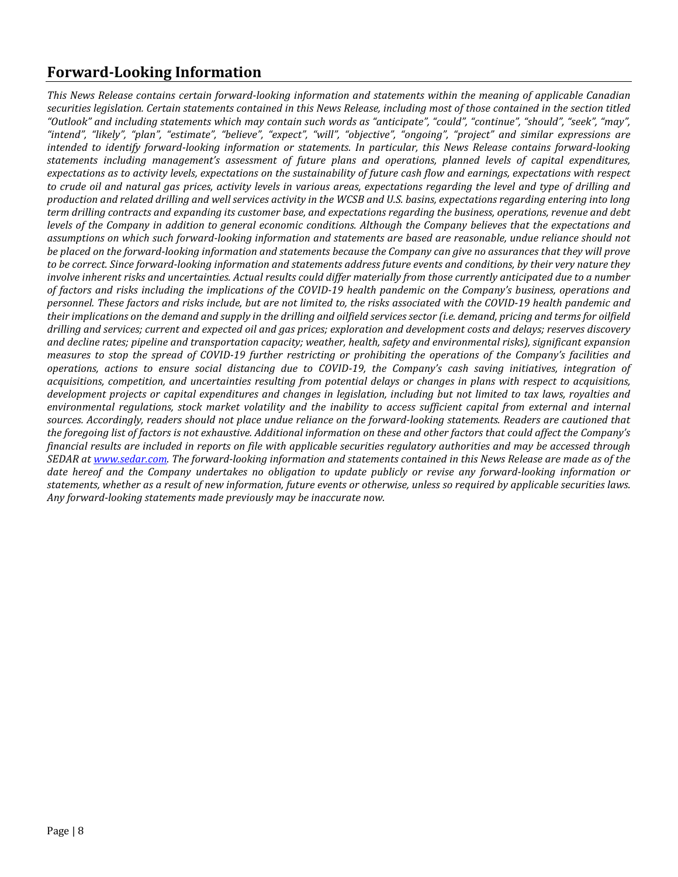## Forward-Looking Information

*This News Release contains certain forward-looking information and statements within the meaning of applicable Canadian securities legislation. Certain statements contained in this News Release, including most of those contained in the section titled "Outlook" and including statements which may contain such words as "anticipate", "could", "continue", "should", "seek", "may", "intend", "likely", "plan", "estimate", "believe", "expect", "will", "objective", "ongoing", "project" and similar expressions are intended to identify forward-looking information or statements. In particular, this News Release contains forward-looking statements including management's assessment of future plans and operations, planned levels of capital expenditures, expectations as to activity levels, expectations on the sustainability of future cash flow and earnings, expectations with respect to crude oil and natural gas prices, activity levels in various areas, expectations regarding the level and type of drilling and production and related drilling and well services activity in the WCSB and U.S. basins, expectations regarding entering into long term drilling contracts and expanding its customer base, and expectations regarding the business, operations, revenue and debt levels of the Company in addition to general economic conditions. Although the Company believes that the expectations and assumptions on which such forward-looking information and statements are based are reasonable, undue reliance should not be placed on the forward-looking information and statements because the Company can give no assurances that they will prove to be correct. Since forward-looking information and statements address future events and conditions, by their very nature they involve inherent risks and uncertainties. Actual results could differ materially from those currently anticipated due to a number of factors and risks including the implications of the COVID-19 health pandemic on the Company's business, operations and personnel. These factors and risks include, but are not limited to, the risks associated with the COVID-19 health pandemic and their implications on the demand and supply in the drilling and oilfield services sector (i.e. demand, pricing and terms for oilfield drilling and services; current and expected oil and gas prices; exploration and development costs and delays; reserves discovery and decline rates; pipeline and transportation capacity; weather, health, safety and environmental risks), significant expansion measures to stop the spread of COVID-19 further restricting or prohibiting the operations of the Company's facilities and operations, actions to ensure social distancing due to COVID-19, the Company's cash saving initiatives, integration of acquisitions, competition, and uncertainties resulting from potential delays or changes in plans with respect to acquisitions, development projects or capital expenditures and changes in legislation, including but not limited to tax laws, royalties and environmental regulations, stock market volatility and the inability to access sufficient capital from external and internal sources. Accordingly, readers should not place undue reliance on the forward-looking statements. Readers are cautioned that the foregoing list of factors is not exhaustive. Additional information on these and other factors that could affect the Company's financial results are included in reports on file with applicable securities regulatory authorities and may be accessed through SEDAR at [www.sedar.com](http://www.sedar.com). The forward-looking information and statements contained in this News Release are made as of the date hereof and the Company undertakes no obligation to update publicly or revise any forward-looking information or statements, whether as a result of new information, future events or otherwise, unless so required by applicable securities laws. Any forward-looking statements made previously may be inaccurate now.*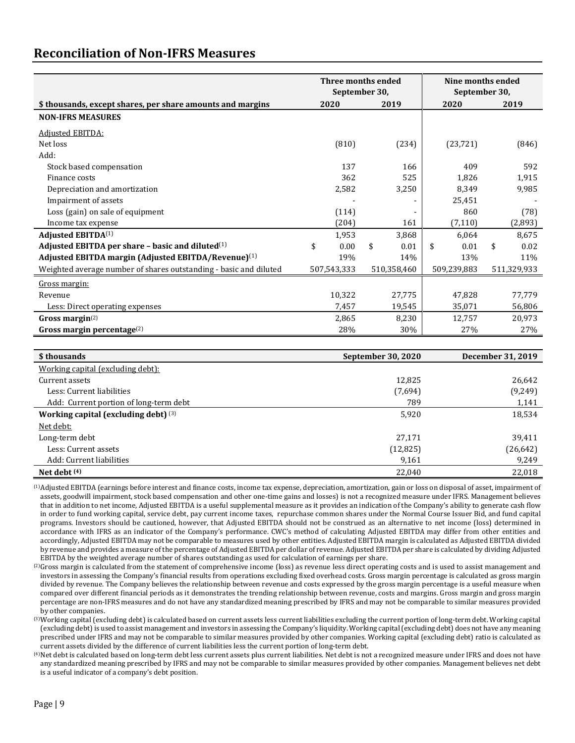## Reconciliation of Non-IFRS Measures

| | Three months ended September 30, | | Nine months ended September 30, | |
|---|---|---|---|---|
| **\$ thousands, except shares, per share amounts and margins** | **2020** | **2019** | **2020** | **2019** |
| **NON-IFRS MEASURES** | | | | |
| Adjusted EBITDA: | | | | |
| Net loss | (810) | (234) | (23,721) | (846) |
| Add: | | | | |
| Stock based compensation | 137 | 166 | 409 | 592 |
| Finance costs | 362 | 525 | 1,826 | 1,915 |
| Depreciation and amortization | 2,582 | 3,250 | 8,349 | 9,985 |
| Impairment of assets | - | - | 25,451 | - |
| Loss (gain) on sale of equipment | (114) | - | 860 | (78) |
| Income tax expense | (204) | 161 | (7,110) | (2,893) |
| **Adjusted EBITDA**[1] | 1,953 | 3,868 | 6,064 | 8,675 |
| **Adjusted EBITDA per share – basic and diluted**[1] | \$ 0.00 | \$ 0.01 | \$ 0.01 | \$ 0.02 |
| **Adjusted EBITDA margin (Adjusted EBITDA/Revenue)**[1] | 19% | 14% | 13% | 11% |
| Weighted average number of shares outstanding - basic and diluted | 507,543,333 | 510,358,460 | 509,239,883 | 511,329,933 |
| Gross margin: | | | | |
| Revenue | 10,322 | 27,775 | 47,828 | 77,779 |
| Less: Direct operating expenses | 7,457 | 19,545 | 35,071 | 56,806 |
| **Gross margin**[2] | 2,865 | 8,230 | 12,757 | 20,973 |
| **Gross margin percentage**[2] | 28% | 30% | 27% | 27% |

| **\$ thousands** | **September 30, 2020** | **December 31, 2019** |
|---|---|---|
| Working capital (excluding debt): | | |
| Current assets | 12,825 | 26,642 |
| Less: Current liabilities | (7,694) | (9,249) |
| Add: Current portion of long-term debt | 789 | 1,141 |
| **Working capital (excluding debt)** [3] | 5,920 | 18,534 |
| Net debt: | | |
| Long-term debt | 27,171 | 39,411 |
| Less: Current assets | (12,825) | (26,642) |
| Add: Current liabilities | 9,161 | 9,249 |
| **Net debt** [4] | 22,040 | 22,018 |

[1] Adjusted EBITDA (earnings before interest and finance costs, income tax expense, depreciation, amortization, gain or loss on disposal of asset, impairment of assets, goodwill impairment, stock based compensation and other one-time gains and losses) is not a recognized measure under IFRS. Management believes that in addition to net income, Adjusted EBITDA is a useful supplemental measure as it provides an indication of the Company's ability to generate cash flow in order to fund working capital, service debt, pay current income taxes, repurchase common shares under the Normal Course Issuer Bid, and fund capital programs. Investors should be cautioned, however, that Adjusted EBITDA should not be construed as an alternative to net income (loss) determined in accordance with IFRS as an indicator of the Company's performance. CWC's method of calculating Adjusted EBITDA may differ from other entities and accordingly, Adjusted EBITDA may not be comparable to measures used by other entities. Adjusted EBITDA margin is calculated as Adjusted EBITDA divided by revenue and provides a measure of the percentage of Adjusted EBITDA per dollar of revenue. Adjusted EBITDA per share is calculated by dividing Adjusted EBITDA by the weighted average number of shares outstanding as used for calculation of earnings per share.

[2] Gross margin is calculated from the statement of comprehensive income (loss) as revenue less direct operating costs and is used to assist management and investors in assessing the Company's financial results from operations excluding fixed overhead costs. Gross margin percentage is calculated as gross margin divided by revenue. The Company believes the relationship between revenue and costs expressed by the gross margin percentage is a useful measure when compared over different financial periods as it demonstrates the trending relationship between revenue, costs and margins. Gross margin and gross margin percentage are non-IFRS measures and do not have any standardized meaning prescribed by IFRS and may not be comparable to similar measures provided by other companies.

[3] Working capital (excluding debt) is calculated based on current assets less current liabilities excluding the current portion of long-term debt. Working capital (excluding debt) is used to assist management and investors in assessing the Company's liquidity. Working capital (excluding debt) does not have any meaning prescribed under IFRS and may not be comparable to similar measures provided by other companies. Working capital (excluding debt) ratio is calculated as current assets divided by the difference of current liabilities less the current portion of long-term debt.

[4] Net debt is calculated based on long-term debt less current assets plus current liabilities. Net debt is not a recognized measure under IFRS and does not have any standardized meaning prescribed by IFRS and may not be comparable to similar measures provided by other companies. Management believes net debt is a useful indicator of a company's debt position.